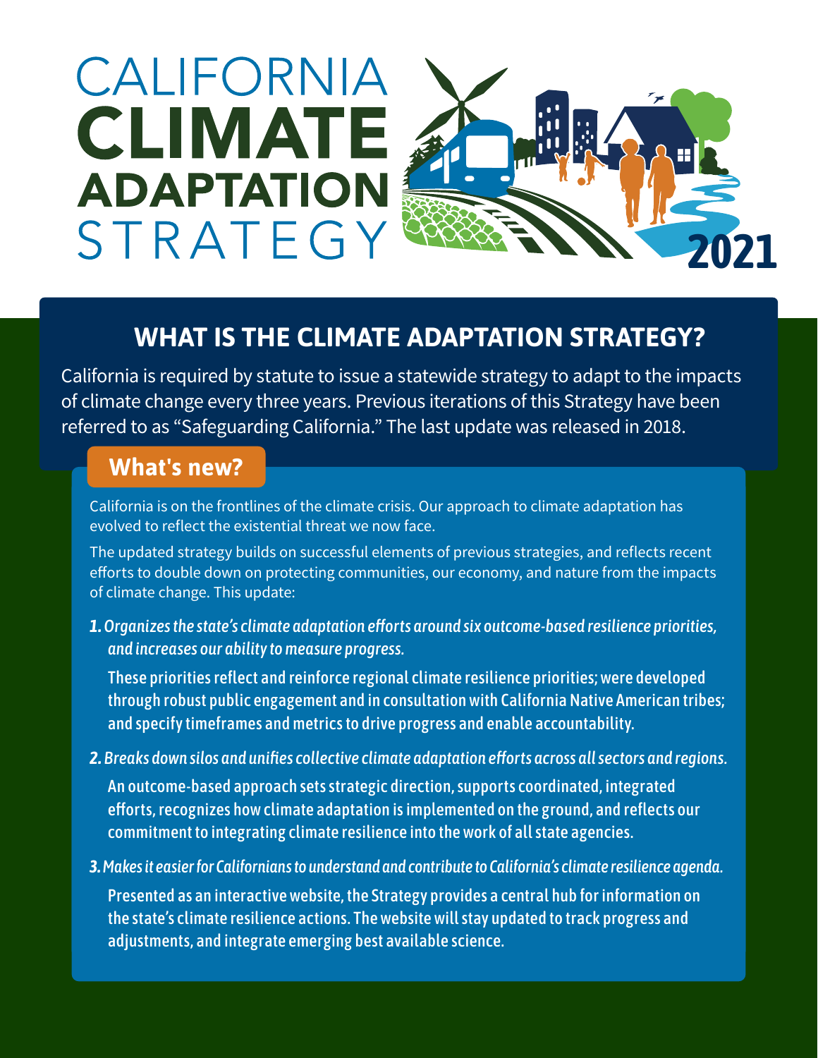# CALIFORNIA CLIMATE ADAPTATION STRATEGY 2021

## WHAT IS THE CLIMATE ADAPTATION STRATEGY?

California is required by statute to issue a statewide strategy to adapt to the impacts of climate change every three years. Previous iterations of this Strategy have been referred to as "Safeguarding California." The last update was released in 2018.

### What's new?

California is on the frontlines of the climate crisis. Our approach to climate adaptation has evolved to reflect the existential threat we now face.

The updated strategy builds on successful elements of previous strategies, and reflects recent efforts to double down on protecting communities, our economy, and nature from the impacts of climate change. This update:

1. ***Organizes the state's climate adaptation efforts around six outcome-based resilience priorities, and increases our ability to measure progress.***

   **These priorities reflect and reinforce regional climate resilience priorities; were developed through robust public engagement and in consultation with California Native American tribes; and specify timeframes and metrics to drive progress and enable accountability.**

2. ***Breaks down silos and unifies collective climate adaptation efforts across all sectors and regions.***

   **An outcome-based approach sets strategic direction, supports coordinated, integrated efforts, recognizes how climate adaptation is implemented on the ground, and reflects our commitment to integrating climate resilience into the work of all state agencies.**

3. ***Makes it easier for Californians to understand and contribute to California's climate resilience agenda.***

   **Presented as an interactive website, the Strategy provides a central hub for information on the state's climate resilience actions. The website will stay updated to track progress and adjustments, and integrate emerging best available science.**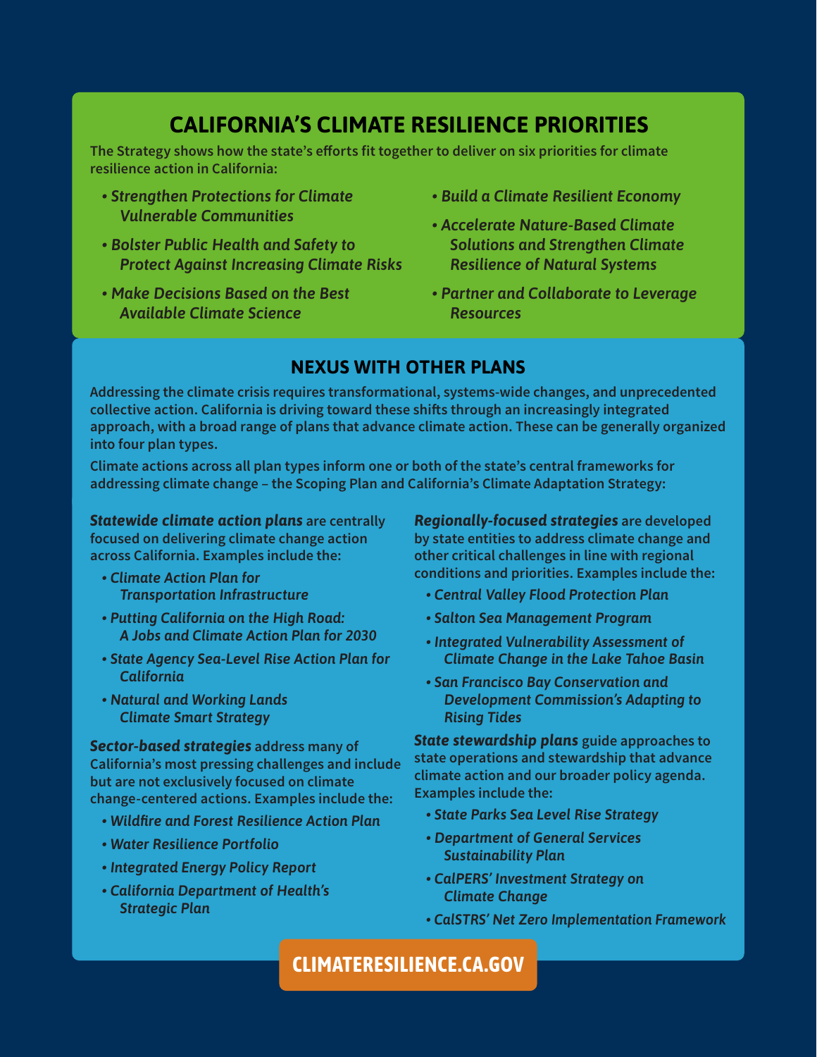## CALIFORNIA'S CLIMATE RESILIENCE PRIORITIES

**The Strategy shows how the state's efforts fit together to deliver on six priorities for climate resilience action in California:**

- *Strengthen Protections for Climate Vulnerable Communities*
- *Bolster Public Health and Safety to Protect Against Increasing Climate Risks*
- *Make Decisions Based on the Best Available Climate Science*
- *Build a Climate Resilient Economy*
- *Accelerate Nature-Based Climate Solutions and Strengthen Climate Resilience of Natural Systems*
- *Partner and Collaborate to Leverage Resources*

## NEXUS WITH OTHER PLANS

**Addressing the climate crisis requires transformational, systems-wide changes, and unprecedented collective action. California is driving toward these shifts through an increasingly integrated approach, with a broad range of plans that advance climate action. These can be generally organized into four plan types.**

**Climate actions across all plan types inform one or both of the state's central frameworks for addressing climate change – the Scoping Plan and California's Climate Adaptation Strategy:**

***Statewide climate action plans*** **are centrally focused on delivering climate change action across California. Examples include the:**

- *Climate Action Plan for Transportation Infrastructure*
- *Putting California on the High Road: A Jobs and Climate Action Plan for 2030*
- *State Agency Sea-Level Rise Action Plan for California*
- *Natural and Working Lands Climate Smart Strategy*

***Sector-based strategies*** **address many of California's most pressing challenges and include but are not exclusively focused on climate change-centered actions. Examples include the:**

- *Wildfire and Forest Resilience Action Plan*
- *Water Resilience Portfolio*
- *Integrated Energy Policy Report*
- *California Department of Health's Strategic Plan*

***Regionally-focused strategies*** **are developed by state entities to address climate change and other critical challenges in line with regional conditions and priorities. Examples include the:**

- *Central Valley Flood Protection Plan*
- *Salton Sea Management Program*
- *Integrated Vulnerability Assessment of Climate Change in the Lake Tahoe Basin*
- *San Francisco Bay Conservation and Development Commission's Adapting to Rising Tides*

***State stewardship plans*** **guide approaches to state operations and stewardship that advance climate action and our broader policy agenda. Examples include the:**

- *State Parks Sea Level Rise Strategy*
- *Department of General Services Sustainability Plan*
- *CalPERS' Investment Strategy on Climate Change*
- *CalSTRS' Net Zero Implementation Framework*

**CLIMATERESILIENCE.CA.GOV**